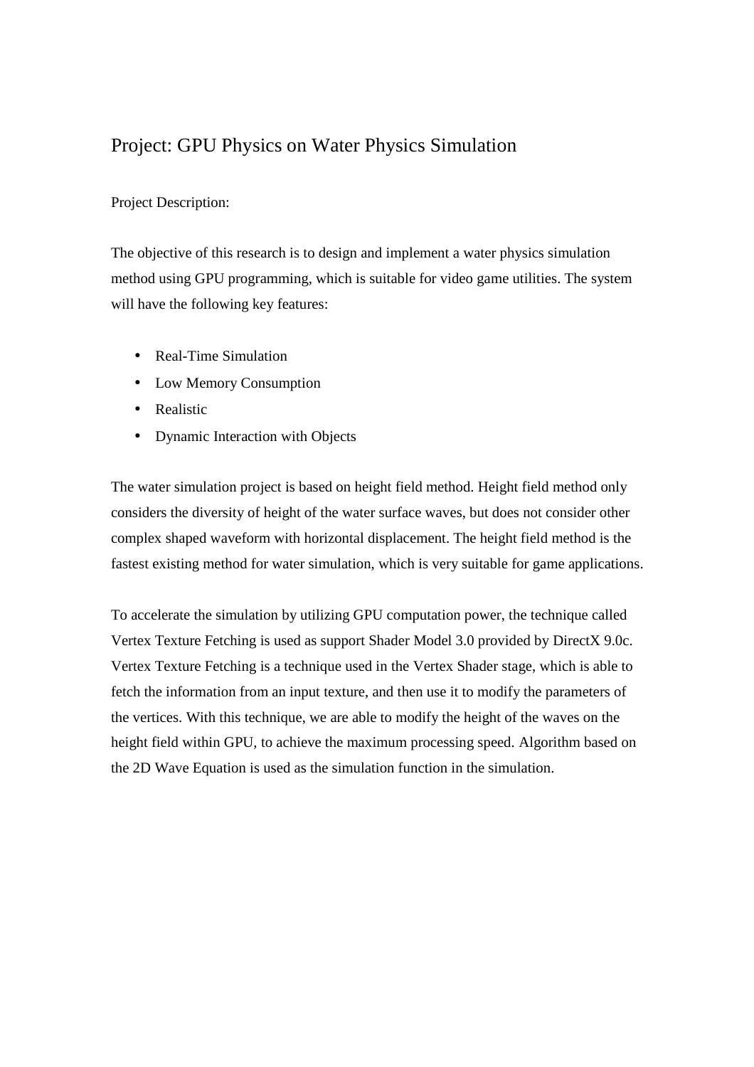# Project: GPU Physics on Water Physics Simulation

Project Description:

The objective of this research is to design and implement a water physics simulation method using GPU programming, which is suitable for video game utilities. The system will have the following key features:

- Real-Time Simulation
- Low Memory Consumption
- Realistic
- Dynamic Interaction with Objects

The water simulation project is based on height field method. Height field method only considers the diversity of height of the water surface waves, but does not consider other complex shaped waveform with horizontal displacement. The height field method is the fastest existing method for water simulation, which is very suitable for game applications.

To accelerate the simulation by utilizing GPU computation power, the technique called Vertex Texture Fetching is used as support Shader Model 3.0 provided by DirectX 9.0c. Vertex Texture Fetching is a technique used in the Vertex Shader stage, which is able to fetch the information from an input texture, and then use it to modify the parameters of the vertices. With this technique, we are able to modify the height of the waves on the height field within GPU, to achieve the maximum processing speed. Algorithm based on the 2D Wave Equation is used as the simulation function in the simulation.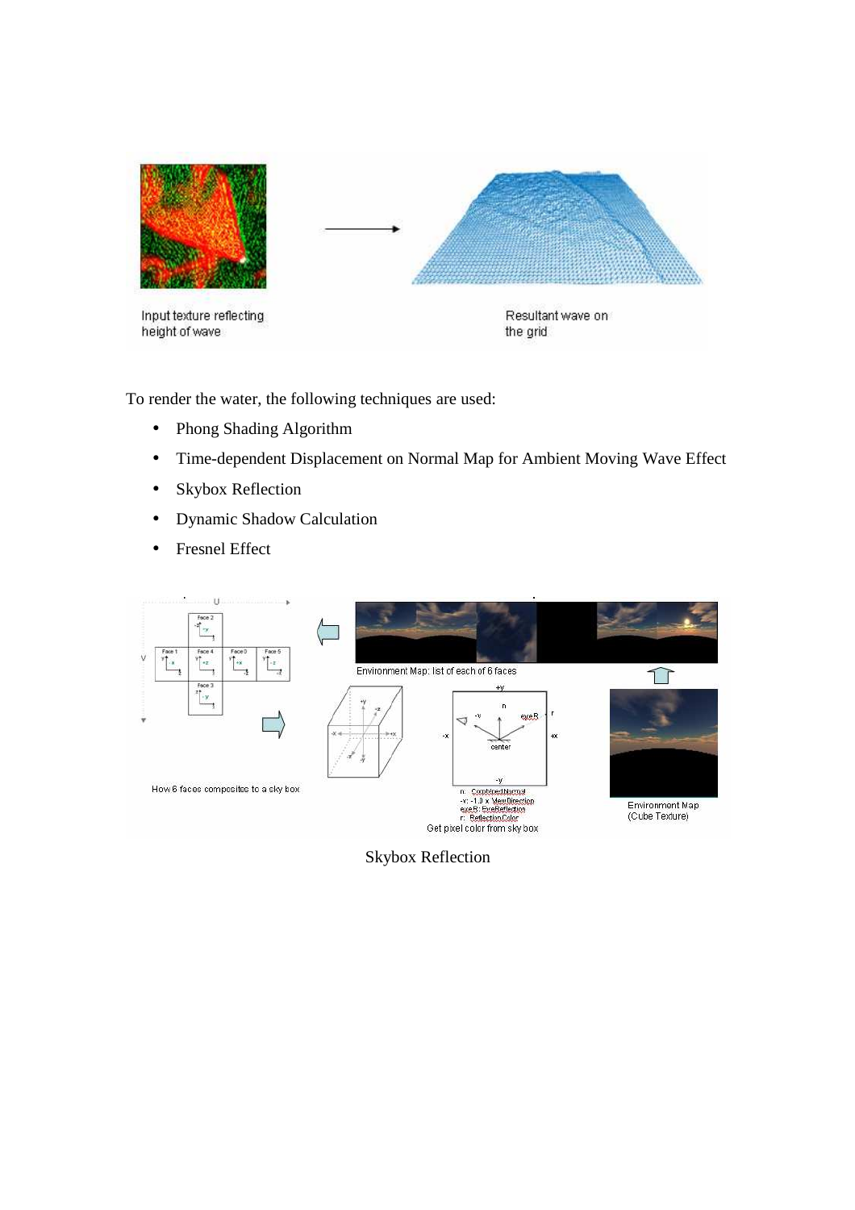Input texture reflecting height of wave

Resultant wave on the grid

To render the water, the following techniques are used:

- Phong Shading Algorithm
- Time-dependent Displacement on Normal Map for Ambient Moving Wave Effect
- Skybox Reflection
- Dynamic Shadow Calculation
- Fresnel Effect

How 6 faces composites to a sky box

Environment Map: list of each of 6 faces

n: CombinedNormal
-v: -1.0 x ViewDirection
eyeR: EyeReflection
r: ReflectionColor
Get pixel color from sky box

Environment Map (Cube Texture)

Skybox Reflection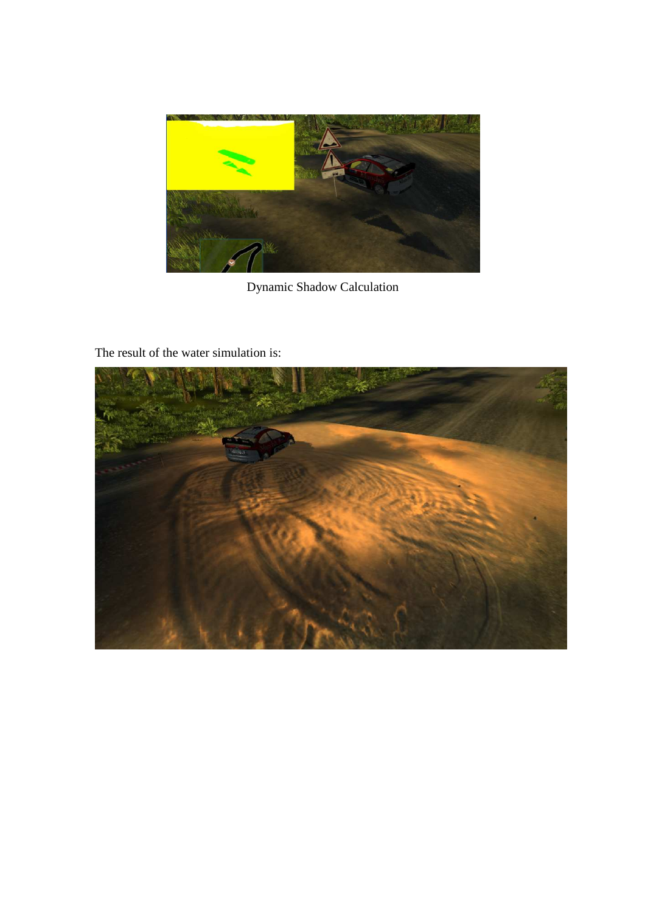Dynamic Shadow Calculation

The result of the water simulation is: